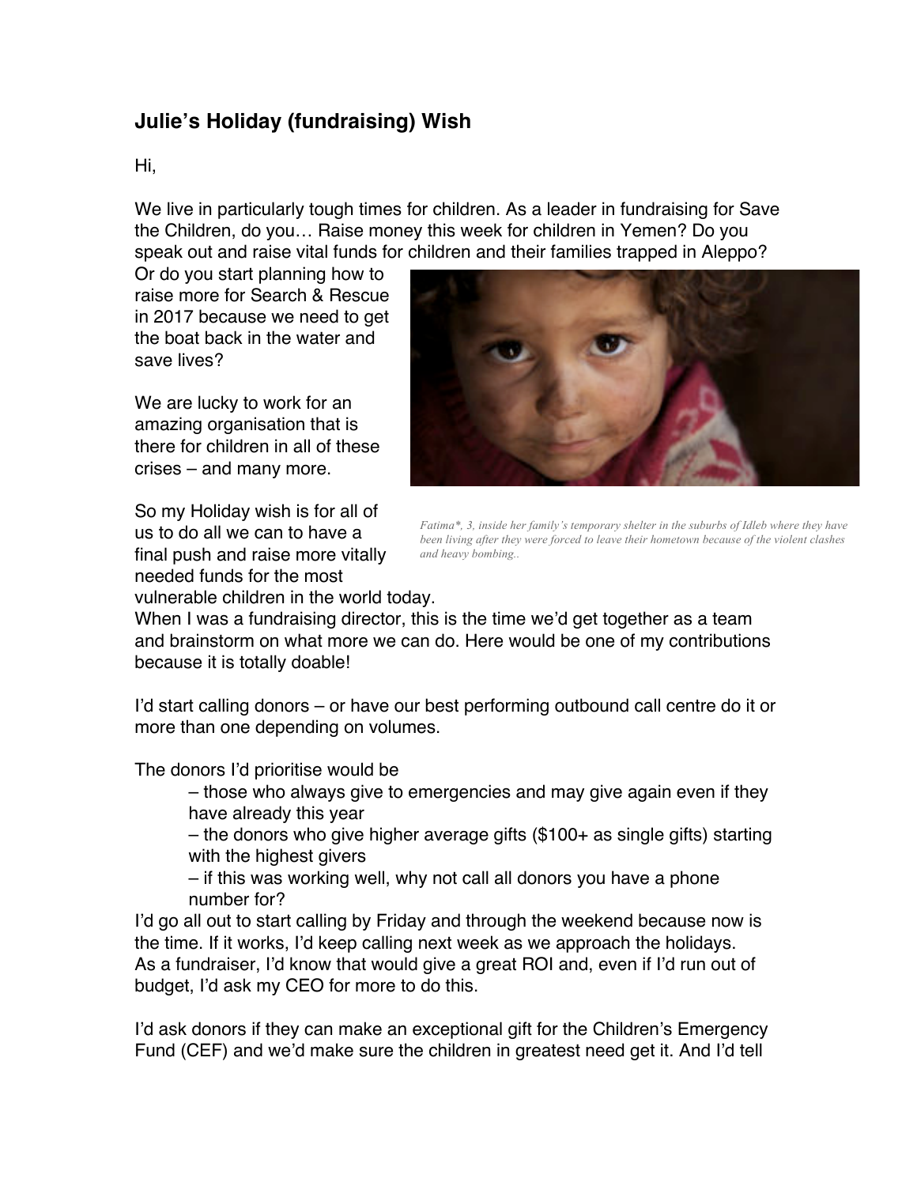## Julie's Holiday (fundraising) Wish

Hi,

We live in particularly tough times for children. As a leader in fundraising for Save the Children, do you… Raise money this week for children in Yemen? Do you speak out and raise vital funds for children and their families trapped in Aleppo? Or do you start planning how to raise more for Search & Rescue in 2017 because we need to get the boat back in the water and save lives?

We are lucky to work for an amazing organisation that is there for children in all of these crises – and many more.

*Fatima\*, 3, inside her family's temporary shelter in the suburbs of Idleb where they have been living after they were forced to leave their hometown because of the violent clashes and heavy bombing..*

So my Holiday wish is for all of us to do all we can to have a final push and raise more vitally needed funds for the most vulnerable children in the world today.

When I was a fundraising director, this is the time we'd get together as a team and brainstorm on what more we can do. Here would be one of my contributions because it is totally doable!

I'd start calling donors – or have our best performing outbound call centre do it or more than one depending on volumes.

The donors I'd prioritise would be

- – those who always give to emergencies and may give again even if they have already this year
- – the donors who give higher average gifts ($100+ as single gifts) starting with the highest givers
- – if this was working well, why not call all donors you have a phone number for?

I'd go all out to start calling by Friday and through the weekend because now is the time. If it works, I'd keep calling next week as we approach the holidays. As a fundraiser, I'd know that would give a great ROI and, even if I'd run out of budget, I'd ask my CEO for more to do this.

I'd ask donors if they can make an exceptional gift for the Children's Emergency Fund (CEF) and we'd make sure the children in greatest need get it. And I'd tell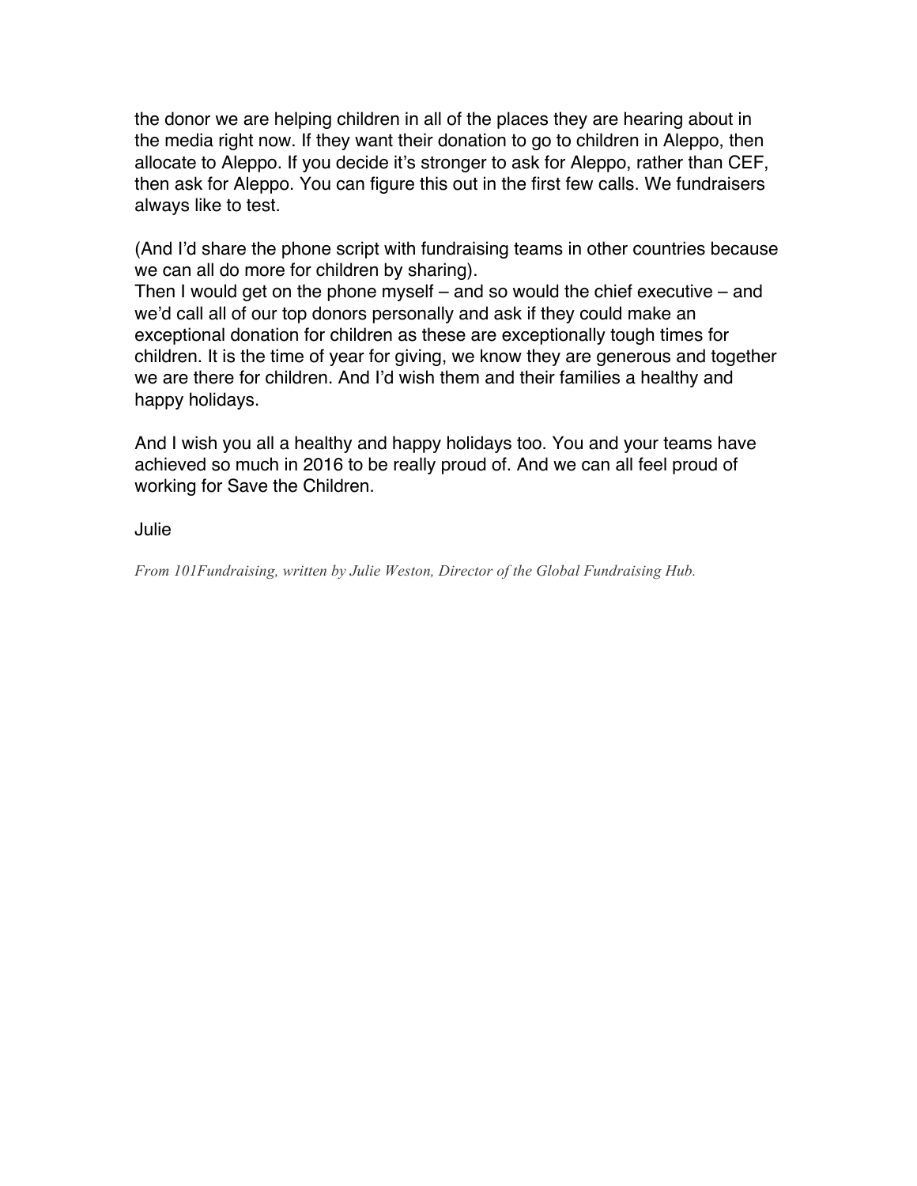the donor we are helping children in all of the places they are hearing about in the media right now. If they want their donation to go to children in Aleppo, then allocate to Aleppo. If you decide it's stronger to ask for Aleppo, rather than CEF, then ask for Aleppo. You can figure this out in the first few calls. We fundraisers always like to test.

(And I'd share the phone script with fundraising teams in other countries because we can all do more for children by sharing).
Then I would get on the phone myself – and so would the chief executive – and we'd call all of our top donors personally and ask if they could make an exceptional donation for children as these are exceptionally tough times for children. It is the time of year for giving, we know they are generous and together we are there for children. And I'd wish them and their families a healthy and happy holidays.

And I wish you all a healthy and happy holidays too. You and your teams have achieved so much in 2016 to be really proud of. And we can all feel proud of working for Save the Children.

Julie

*From 101Fundraising, written by Julie Weston, Director of the Global Fundraising Hub.*